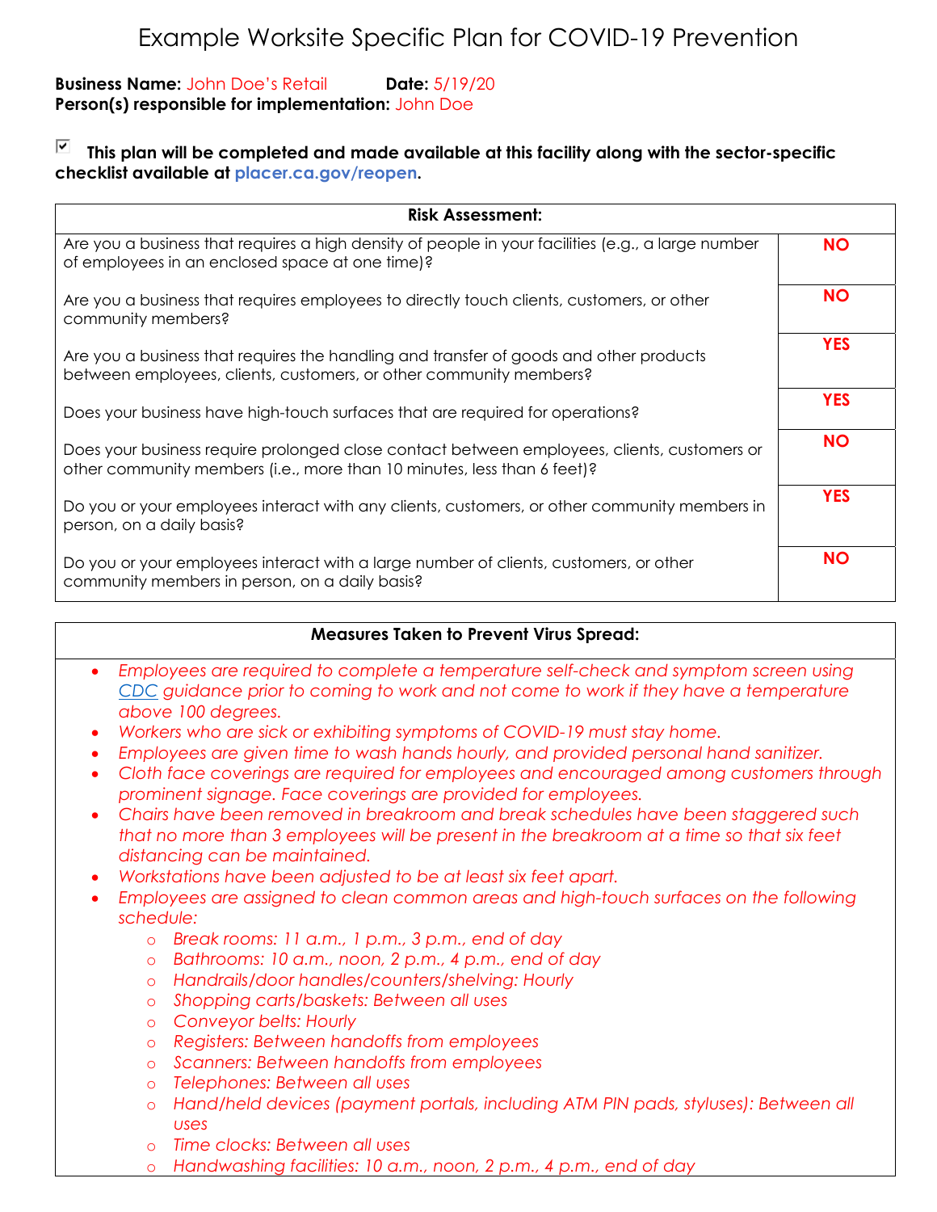# Example Worksite Specific Plan for COVID-19 Prevention

**Business Name:** John Doe's Retail **Date:** 5/19/20
**Person(s) responsible for implementation:** John Doe

☑ **This plan will be completed and made available at this facility along with the sector-specific checklist available at placer.ca.gov/reopen.**

| Risk Assessment: | |
|---|---|
| Are you a business that requires a high density of people in your facilities (e.g., a large number of employees in an enclosed space at one time)? | NO |
| Are you a business that requires employees to directly touch clients, customers, or other community members? | NO |
| Are you a business that requires the handling and transfer of goods and other products between employees, clients, customers, or other community members? | YES |
| Does your business have high-touch surfaces that are required for operations? | YES |
| Does your business require prolonged close contact between employees, clients, customers or other community members (i.e., more than 10 minutes, less than 6 feet)? | NO |
| Do you or your employees interact with any clients, customers, or other community members in person, on a daily basis? | YES |
| Do you or your employees interact with a large number of clients, customers, or other community members in person, on a daily basis? | NO |

**Measures Taken to Prevent Virus Spread:**

- *Employees are required to complete a temperature self-check and symptom screen using CDC guidance prior to coming to work and not come to work if they have a temperature above 100 degrees.*
- *Workers who are sick or exhibiting symptoms of COVID-19 must stay home.*
- *Employees are given time to wash hands hourly, and provided personal hand sanitizer.*
- *Cloth face coverings are required for employees and encouraged among customers through prominent signage. Face coverings are provided for employees.*
- *Chairs have been removed in breakroom and break schedules have been staggered such that no more than 3 employees will be present in the breakroom at a time so that six feet distancing can be maintained.*
- *Workstations have been adjusted to be at least six feet apart.*
- *Employees are assigned to clean common areas and high-touch surfaces on the following schedule:*
  - *Break rooms: 11 a.m., 1 p.m., 3 p.m., end of day*
  - *Bathrooms: 10 a.m., noon, 2 p.m., 4 p.m., end of day*
  - *Handrails/door handles/counters/shelving: Hourly*
  - *Shopping carts/baskets: Between all uses*
  - *Conveyor belts: Hourly*
  - *Registers: Between handoffs from employees*
  - *Scanners: Between handoffs from employees*
  - *Telephones: Between all uses*
  - *Hand/held devices (payment portals, including ATM PIN pads, styluses): Between all uses*
  - *Time clocks: Between all uses*
  - *Handwashing facilities: 10 a.m., noon, 2 p.m., 4 p.m., end of day*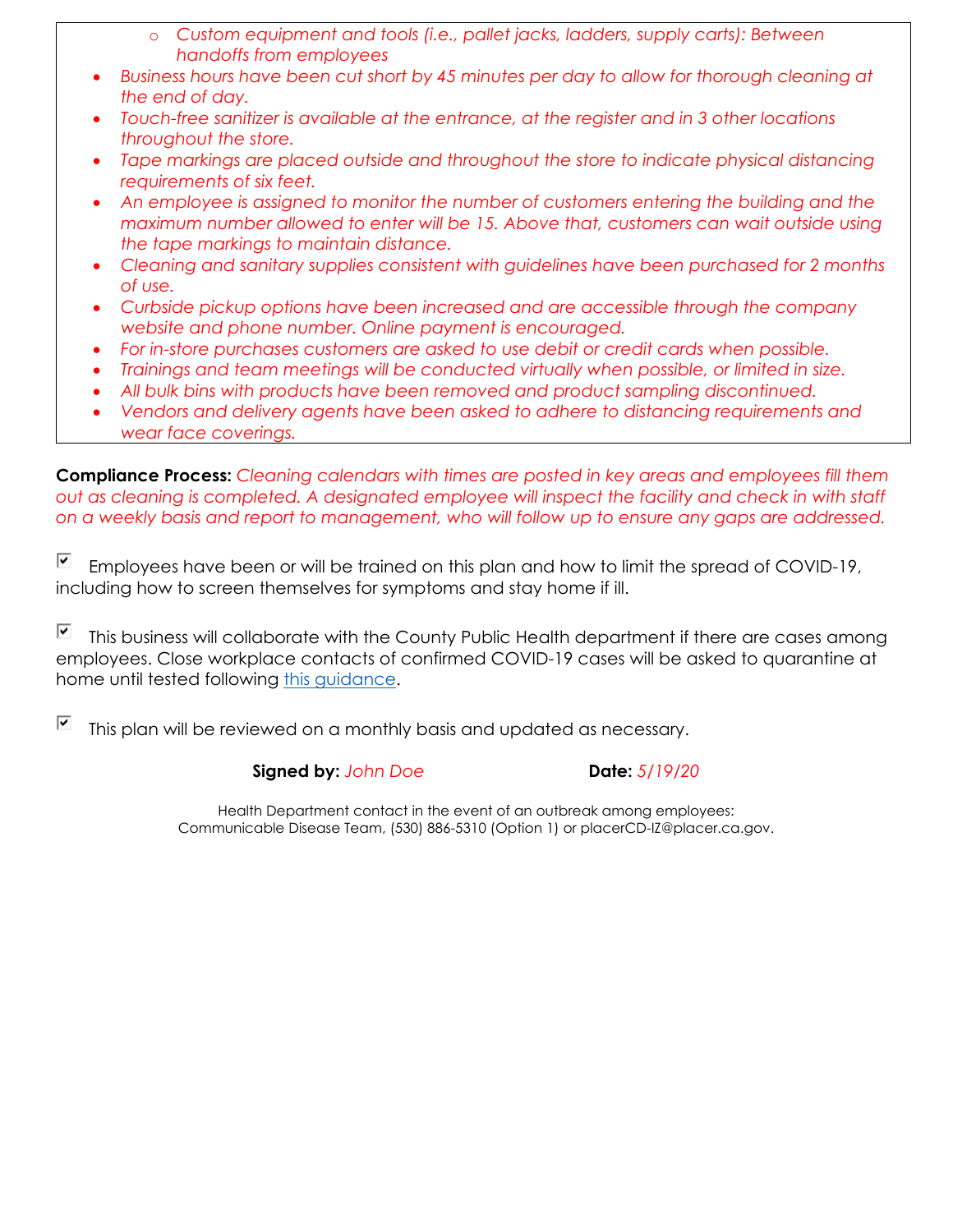- *Custom equipment and tools (i.e., pallet jacks, ladders, supply carts): Between handoffs from employees*
- *Business hours have been cut short by 45 minutes per day to allow for thorough cleaning at the end of day.*
- *Touch-free sanitizer is available at the entrance, at the register and in 3 other locations throughout the store.*
- *Tape markings are placed outside and throughout the store to indicate physical distancing requirements of six feet.*
- *An employee is assigned to monitor the number of customers entering the building and the maximum number allowed to enter will be 15. Above that, customers can wait outside using the tape markings to maintain distance.*
- *Cleaning and sanitary supplies consistent with guidelines have been purchased for 2 months of use.*
- *Curbside pickup options have been increased and are accessible through the company website and phone number. Online payment is encouraged.*
- *For in-store purchases customers are asked to use debit or credit cards when possible.*
- *Trainings and team meetings will be conducted virtually when possible, or limited in size.*
- *All bulk bins with products have been removed and product sampling discontinued.*
- *Vendors and delivery agents have been asked to adhere to distancing requirements and wear face coverings.*

**Compliance Process:** *Cleaning calendars with times are posted in key areas and employees fill them out as cleaning is completed. A designated employee will inspect the facility and check in with staff on a weekly basis and report to management, who will follow up to ensure any gaps are addressed.*

☑ Employees have been or will be trained on this plan and how to limit the spread of COVID-19, including how to screen themselves for symptoms and stay home if ill.

☑ This business will collaborate with the County Public Health department if there are cases among employees. Close workplace contacts of confirmed COVID-19 cases will be asked to quarantine at home until tested following this guidance.

☑ This plan will be reviewed on a monthly basis and updated as necessary.

**Signed by:** *John Doe* **Date:** *5/19/20*

Health Department contact in the event of an outbreak among employees:
Communicable Disease Team, (530) 886-5310 (Option 1) or placerCD-IZ@placer.ca.gov.